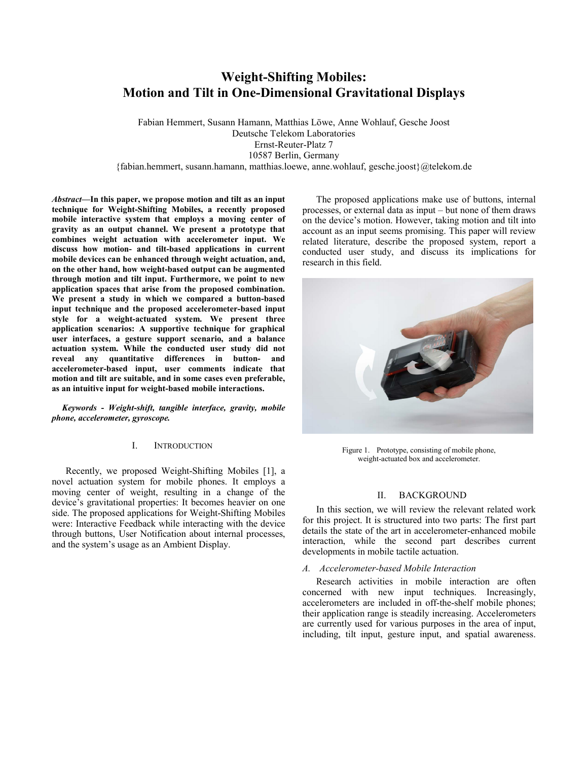# Weight-Shifting Mobiles: Motion and Tilt in One-Dimensional Gravitational Displays

Fabian Hemmert, Susann Hamann, Matthias Löwe, Anne Wohlauf, Gesche Joost
Deutsche Telekom Laboratories
Ernst-Reuter-Platz 7
10587 Berlin, Germany
{fabian.hemmert, susann.hamann, matthias.loewe, anne.wohlauf, gesche.joost}@telekom.de

***Abstract*—In this paper, we propose motion and tilt as an input technique for Weight-Shifting Mobiles, a recently proposed mobile interactive system that employs a moving center of gravity as an output channel. We present a prototype that combines weight actuation with accelerometer input. We discuss how motion- and tilt-based applications in current mobile devices can be enhanced through weight actuation, and, on the other hand, how weight-based output can be augmented through motion and tilt input. Furthermore, we point to new application spaces that arise from the proposed combination. We present a study in which we compared a button-based input technique and the proposed accelerometer-based input style for a weight-actuated system. We present three application scenarios: A supportive technique for graphical user interfaces, a gesture support scenario, and a balance actuation system. While the conducted user study did not reveal any quantitative differences in button- and accelerometer-based input, user comments indicate that motion and tilt are suitable, and in some cases even preferable, as an intuitive input for weight-based mobile interactions.**

***Keywords - Weight-shift, tangible interface, gravity, mobile phone, accelerometer, gyroscope.***

## I. Introduction

Recently, we proposed Weight-Shifting Mobiles [1], a novel actuation system for mobile phones. It employs a moving center of weight, resulting in a change of the device's gravitational properties: It becomes heavier on one side. The proposed applications for Weight-Shifting Mobiles were: Interactive Feedback while interacting with the device through buttons, User Notification about internal processes, and the system's usage as an Ambient Display.

The proposed applications make use of buttons, internal processes, or external data as input – but none of them draws on the device's motion. However, taking motion and tilt into account as an input seems promising. This paper will review related literature, describe the proposed system, report a conducted user study, and discuss its implications for research in this field.

Figure 1. Prototype, consisting of mobile phone, weight-actuated box and accelerometer.

## II. Background

In this section, we will review the relevant related work for this project. It is structured into two parts: The first part details the state of the art in accelerometer-enhanced mobile interaction, while the second part describes current developments in mobile tactile actuation.

### *A. Accelerometer-based Mobile Interaction*

Research activities in mobile interaction are often concerned with new input techniques. Increasingly, accelerometers are included in off-the-shelf mobile phones; their application range is steadily increasing. Accelerometers are currently used for various purposes in the area of input, including, tilt input, gesture input, and spatial awareness.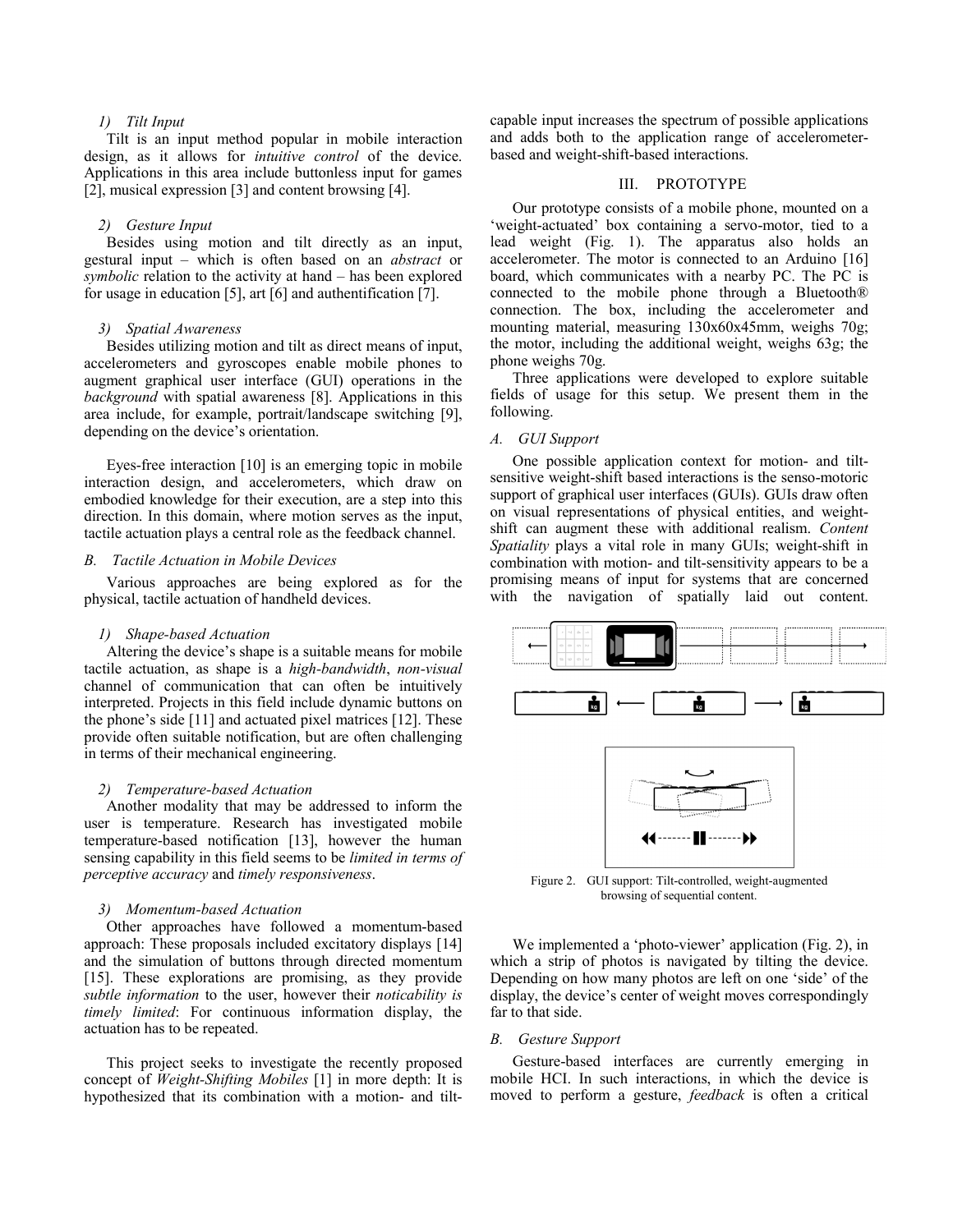#### 1) Tilt Input

Tilt is an input method popular in mobile interaction design, as it allows for *intuitive control* of the device. Applications in this area include buttonless input for games [2], musical expression [3] and content browsing [4].

#### 2) Gesture Input

Besides using motion and tilt directly as an input, gestural input – which is often based on an *abstract* or *symbolic* relation to the activity at hand – has been explored for usage in education [5], art [6] and authentification [7].

#### 3) Spatial Awareness

Besides utilizing motion and tilt as direct means of input, accelerometers and gyroscopes enable mobile phones to augment graphical user interface (GUI) operations in the *background* with spatial awareness [8]. Applications in this area include, for example, portrait/landscape switching [9], depending on the device's orientation.

Eyes-free interaction [10] is an emerging topic in mobile interaction design, and accelerometers, which draw on embodied knowledge for their execution, are a step into this direction. In this domain, where motion serves as the input, tactile actuation plays a central role as the feedback channel.

### B. Tactile Actuation in Mobile Devices

Various approaches are being explored as for the physical, tactile actuation of handheld devices.

#### 1) Shape-based Actuation

Altering the device's shape is a suitable means for mobile tactile actuation, as shape is a *high-bandwidth*, *non-visual* channel of communication that can often be intuitively interpreted. Projects in this field include dynamic buttons on the phone's side [11] and actuated pixel matrices [12]. These provide often suitable notification, but are often challenging in terms of their mechanical engineering.

#### 2) Temperature-based Actuation

Another modality that may be addressed to inform the user is temperature. Research has investigated mobile temperature-based notification [13], however the human sensing capability in this field seems to be *limited in terms of perceptive accuracy* and *timely responsiveness*.

#### 3) Momentum-based Actuation

Other approaches have followed a momentum-based approach: These proposals included excitatory displays [14] and the simulation of buttons through directed momentum [15]. These explorations are promising, as they provide *subtle information* to the user, however their *noticability is timely limited*: For continuous information display, the actuation has to be repeated.

This project seeks to investigate the recently proposed concept of *Weight-Shifting Mobiles* [1] in more depth: It is hypothesized that its combination with a motion- and tilt-capable input increases the spectrum of possible applications and adds both to the application range of accelerometer-based and weight-shift-based interactions.

## III. PROTOTYPE

Our prototype consists of a mobile phone, mounted on a 'weight-actuated' box containing a servo-motor, tied to a lead weight (Fig. 1). The apparatus also holds an accelerometer. The motor is connected to an Arduino [16] board, which communicates with a nearby PC. The PC is connected to the mobile phone through a Bluetooth® connection. The box, including the accelerometer and mounting material, measuring 130x60x45mm, weighs 70g; the motor, including the additional weight, weighs 63g; the phone weighs 70g.

Three applications were developed to explore suitable fields of usage for this setup. We present them in the following.

### A. GUI Support

One possible application context for motion- and tilt-sensitive weight-shift based interactions is the senso-motoric support of graphical user interfaces (GUIs). GUIs draw often on visual representations of physical entities, and weight-shift can augment these with additional realism. *Content Spatiality* plays a vital role in many GUIs; weight-shift in combination with motion- and tilt-sensitivity appears to be a promising means of input for systems that are concerned with the navigation of spatially laid out content.

Figure 2. GUI support: Tilt-controlled, weight-augmented browsing of sequential content.

We implemented a 'photo-viewer' application (Fig. 2), in which a strip of photos is navigated by tilting the device. Depending on how many photos are left on one 'side' of the display, the device's center of weight moves correspondingly far to that side.

### B. Gesture Support

Gesture-based interfaces are currently emerging in mobile HCI. In such interactions, in which the device is moved to perform a gesture, *feedback* is often a critical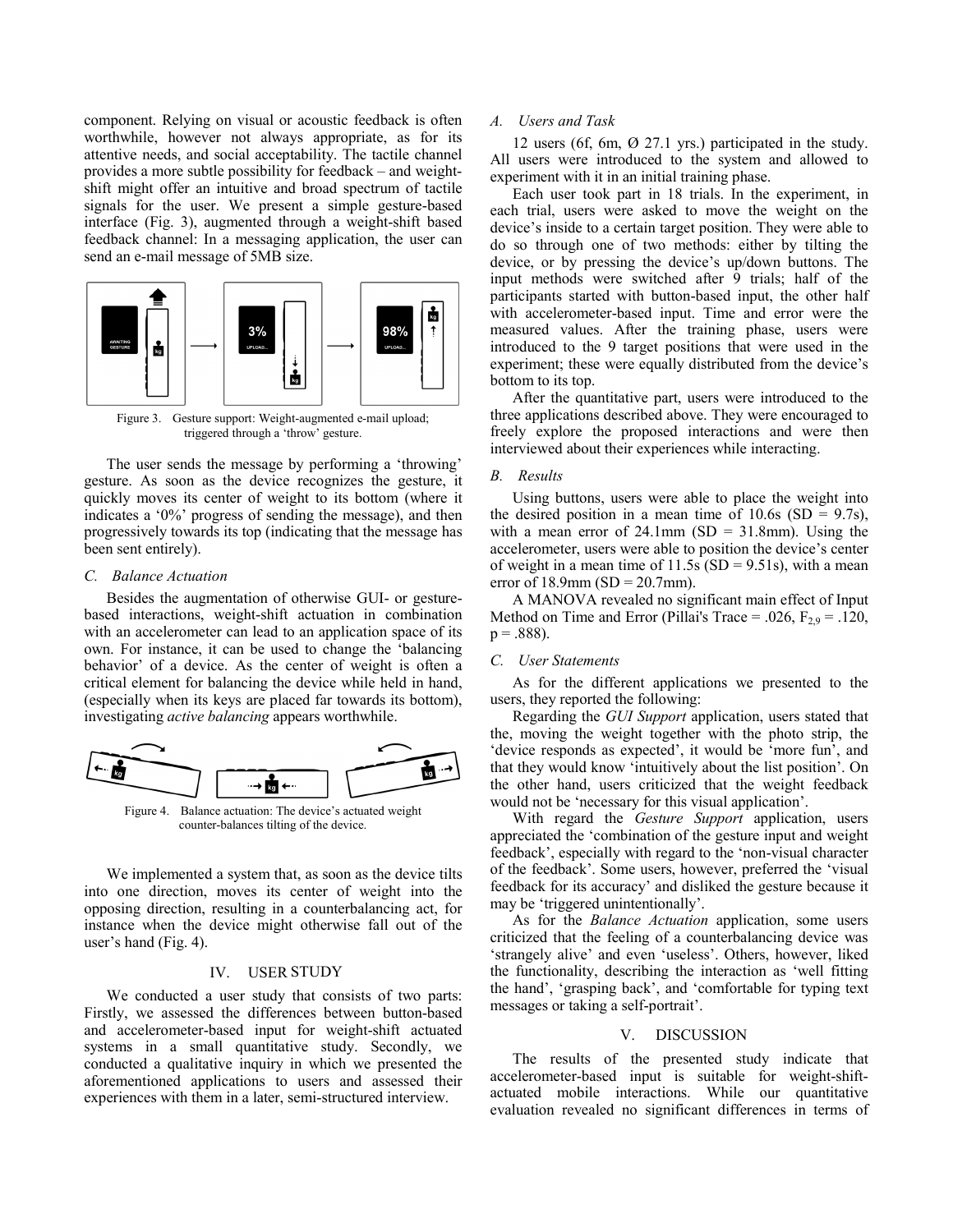component. Relying on visual or acoustic feedback is often worthwhile, however not always appropriate, as for its attentive needs, and social acceptability. The tactile channel provides a more subtle possibility for feedback – and weight-shift might offer an intuitive and broad spectrum of tactile signals for the user. We present a simple gesture-based interface (Fig. 3), augmented through a weight-shift based feedback channel: In a messaging application, the user can send an e-mail message of 5MB size.

Figure 3. Gesture support: Weight-augmented e-mail upload; triggered through a 'throw' gesture.

The user sends the message by performing a 'throwing' gesture. As soon as the device recognizes the gesture, it quickly moves its center of weight to its bottom (where it indicates a '0%' progress of sending the message), and then progressively towards its top (indicating that the message has been sent entirely).

### C. Balance Actuation

Besides the augmentation of otherwise GUI- or gesture-based interactions, weight-shift actuation in combination with an accelerometer can lead to an application space of its own. For instance, it can be used to change the 'balancing behavior' of a device. As the center of weight is often a critical element for balancing the device while held in hand, (especially when its keys are placed far towards its bottom), investigating *active balancing* appears worthwhile.

Figure 4. Balance actuation: The device's actuated weight counter-balances tilting of the device.

We implemented a system that, as soon as the device tilts into one direction, moves its center of weight into the opposing direction, resulting in a counterbalancing act, for instance when the device might otherwise fall out of the user's hand (Fig. 4).

## IV. USER STUDY

We conducted a user study that consists of two parts: Firstly, we assessed the differences between button-based and accelerometer-based input for weight-shift actuated systems in a small quantitative study. Secondly, we conducted a qualitative inquiry in which we presented the aforementioned applications to users and assessed their experiences with them in a later, semi-structured interview.

### A. Users and Task

12 users (6f, 6m, Ø 27.1 yrs.) participated in the study. All users were introduced to the system and allowed to experiment with it in an initial training phase.

Each user took part in 18 trials. In the experiment, in each trial, users were asked to move the weight on the device's inside to a certain target position. They were able to do so through one of two methods: either by tilting the device, or by pressing the device's up/down buttons. The input methods were switched after 9 trials; half of the participants started with button-based input, the other half with accelerometer-based input. Time and error were the measured values. After the training phase, users were introduced to the 9 target positions that were used in the experiment; these were equally distributed from the device's bottom to its top.

After the quantitative part, users were introduced to the three applications described above. They were encouraged to freely explore the proposed interactions and were then interviewed about their experiences while interacting.

### B. Results

Using buttons, users were able to place the weight into the desired position in a mean time of 10.6s (SD = 9.7s), with a mean error of 24.1mm (SD = 31.8mm). Using the accelerometer, users were able to position the device's center of weight in a mean time of 11.5s (SD = 9.51s), with a mean error of 18.9mm (SD = 20.7mm).

A MANOVA revealed no significant main effect of Input Method on Time and Error (Pillai's Trace = .026, $F_{2,9} = .120$, $p = .888$).

### C. User Statements

As for the different applications we presented to the users, they reported the following:

Regarding the *GUI Support* application, users stated that the, moving the weight together with the photo strip, the 'device responds as expected', it would be 'more fun', and that they would know 'intuitively about the list position'. On the other hand, users criticized that the weight feedback would not be 'necessary for this visual application'.

With regard the *Gesture Support* application, users appreciated the 'combination of the gesture input and weight feedback', especially with regard to the 'non-visual character of the feedback'. Some users, however, preferred the 'visual feedback for its accuracy' and disliked the gesture because it may be 'triggered unintentionally'.

As for the *Balance Actuation* application, some users criticized that the feeling of a counterbalancing device was 'strangely alive' and even 'useless'. Others, however, liked the functionality, describing the interaction as 'well fitting the hand', 'grasping back', and 'comfortable for typing text messages or taking a self-portrait'.

## V. DISCUSSION

The results of the presented study indicate that accelerometer-based input is suitable for weight-shift-actuated mobile interactions. While our quantitative evaluation revealed no significant differences in terms of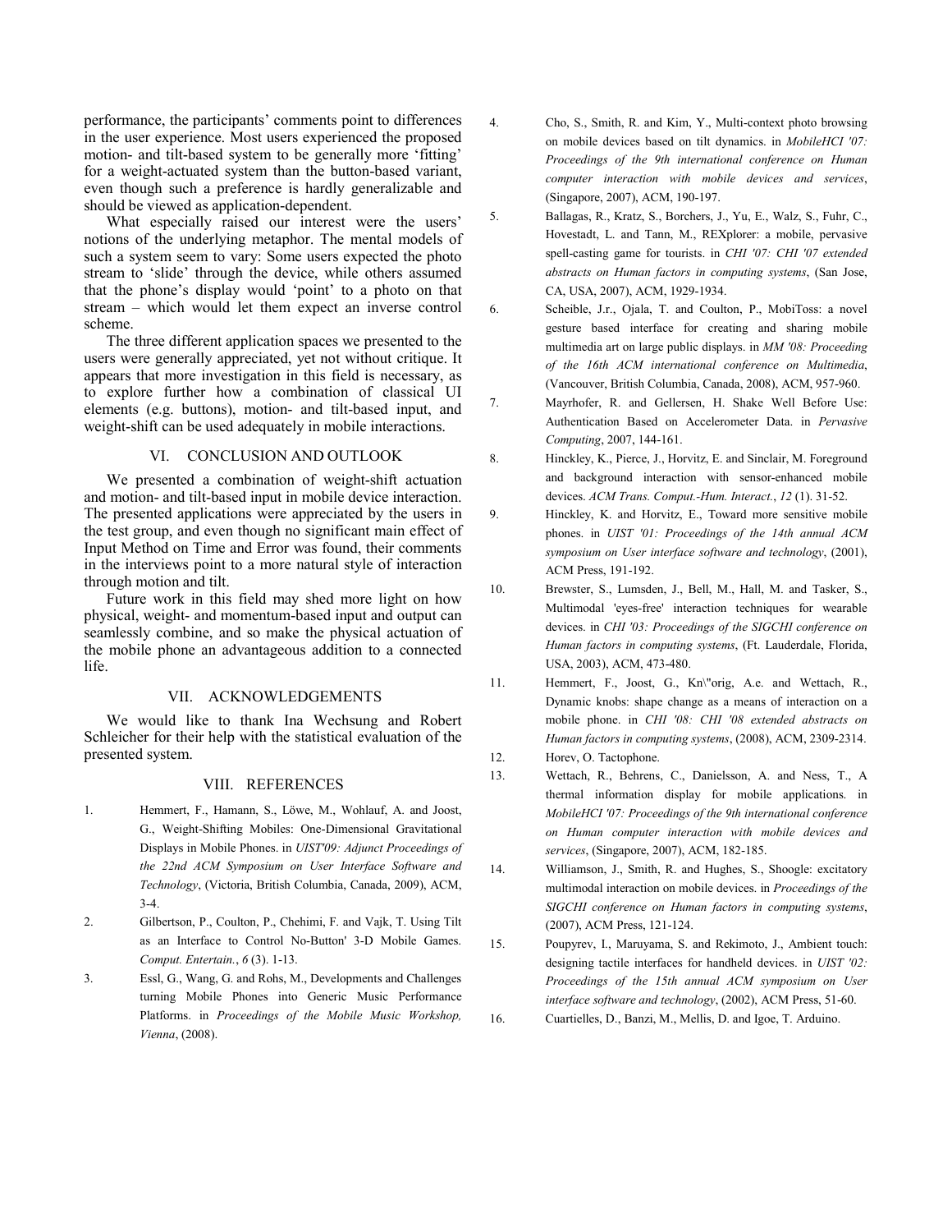performance, the participants' comments point to differences in the user experience. Most users experienced the proposed motion- and tilt-based system to be generally more 'fitting' for a weight-actuated system than the button-based variant, even though such a preference is hardly generalizable and should be viewed as application-dependent.

What especially raised our interest were the users' notions of the underlying metaphor. The mental models of such a system seem to vary: Some users expected the photo stream to 'slide' through the device, while others assumed that the phone's display would 'point' to a photo on that stream – which would let them expect an inverse control scheme.

The three different application spaces we presented to the users were generally appreciated, yet not without critique. It appears that more investigation in this field is necessary, as to explore further how a combination of classical UI elements (e.g. buttons), motion- and tilt-based input, and weight-shift can be used adequately in mobile interactions.

## VI. CONCLUSION AND OUTLOOK

We presented a combination of weight-shift actuation and motion- and tilt-based input in mobile device interaction. The presented applications were appreciated by the users in the test group, and even though no significant main effect of Input Method on Time and Error was found, their comments in the interviews point to a more natural style of interaction through motion and tilt.

Future work in this field may shed more light on how physical, weight- and momentum-based input and output can seamlessly combine, and so make the physical actuation of the mobile phone an advantageous addition to a connected life.

## VII. ACKNOWLEDGEMENTS

We would like to thank Ina Wechsung and Robert Schleicher for their help with the statistical evaluation of the presented system.

## VIII. REFERENCES

1. Hemmert, F., Hamann, S., Löwe, M., Wohlauf, A. and Joost, G., Weight-Shifting Mobiles: One-Dimensional Gravitational Displays in Mobile Phones. in *UIST'09: Adjunct Proceedings of the 22nd ACM Symposium on User Interface Software and Technology*, (Victoria, British Columbia, Canada, 2009), ACM, 3-4.
2. Gilbertson, P., Coulton, P., Chehimi, F. and Vajk, T. Using Tilt as an Interface to Control No-Button' 3-D Mobile Games. *Comput. Entertain.*, *6* (3). 1-13.
3. Essl, G., Wang, G. and Rohs, M., Developments and Challenges turning Mobile Phones into Generic Music Performance Platforms. in *Proceedings of the Mobile Music Workshop, Vienna*, (2008).
4. Cho, S., Smith, R. and Kim, Y., Multi-context photo browsing on mobile devices based on tilt dynamics. in *MobileHCI '07: Proceedings of the 9th international conference on Human computer interaction with mobile devices and services*, (Singapore, 2007), ACM, 190-197.
5. Ballagas, R., Kratz, S., Borchers, J., Yu, E., Walz, S., Fuhr, C., Hovestadt, L. and Tann, M., REXplorer: a mobile, pervasive spell-casting game for tourists. in *CHI '07: CHI '07 extended abstracts on Human factors in computing systems*, (San Jose, CA, USA, 2007), ACM, 1929-1934.
6. Scheible, J.r., Ojala, T. and Coulton, P., MobiToss: a novel gesture based interface for creating and sharing mobile multimedia art on large public displays. in *MM '08: Proceeding of the 16th ACM international conference on Multimedia*, (Vancouver, British Columbia, Canada, 2008), ACM, 957-960.
7. Mayrhofer, R. and Gellersen, H. Shake Well Before Use: Authentication Based on Accelerometer Data. in *Pervasive Computing*, 2007, 144-161.
8. Hinckley, K., Pierce, J., Horvitz, E. and Sinclair, M. Foreground and background interaction with sensor-enhanced mobile devices. *ACM Trans. Comput.-Hum. Interact.*, *12* (1). 31-52.
9. Hinckley, K. and Horvitz, E., Toward more sensitive mobile phones. in *UIST '01: Proceedings of the 14th annual ACM symposium on User interface software and technology*, (2001), ACM Press, 191-192.
10. Brewster, S., Lumsden, J., Bell, M., Hall, M. and Tasker, S., Multimodal 'eyes-free' interaction techniques for wearable devices. in *CHI '03: Proceedings of the SIGCHI conference on Human factors in computing systems*, (Ft. Lauderdale, Florida, USA, 2003), ACM, 473-480.
11. Hemmert, F., Joost, G., Kn\"orig, A.e. and Wettach, R., Dynamic knobs: shape change as a means of interaction on a mobile phone. in *CHI '08: CHI '08 extended abstracts on Human factors in computing systems*, (2008), ACM, 2309-2314.
12. Horev, O. Tactophone.
13. Wettach, R., Behrens, C., Danielsson, A. and Ness, T., A thermal information display for mobile applications. in *MobileHCI '07: Proceedings of the 9th international conference on Human computer interaction with mobile devices and services*, (Singapore, 2007), ACM, 182-185.
14. Williamson, J., Smith, R. and Hughes, S., Shoogle: excitatory multimodal interaction on mobile devices. in *Proceedings of the SIGCHI conference on Human factors in computing systems*, (2007), ACM Press, 121-124.
15. Poupyrev, I., Maruyama, S. and Rekimoto, J., Ambient touch: designing tactile interfaces for handheld devices. in *UIST '02: Proceedings of the 15th annual ACM symposium on User interface software and technology*, (2002), ACM Press, 51-60.
16. Cuartielles, D., Banzi, M., Mellis, D. and Igoe, T. Arduino.